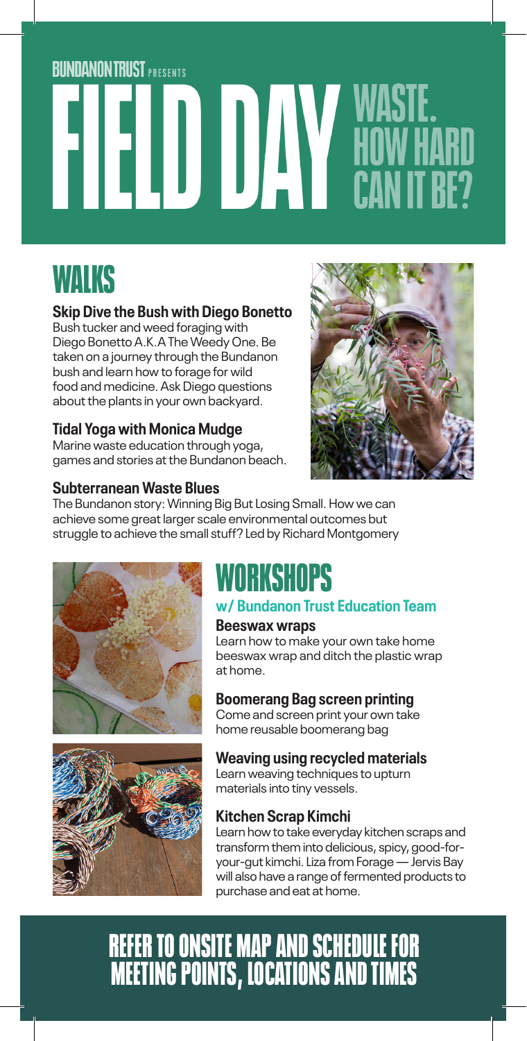BUNDANON TRUST PRESENTS

# FIELD DAY WASTE. HOW HARD CAN IT BE?

## WALKS

### Skip Dive the Bush with Diego Bonetto

Bush tucker and weed foraging with Diego Bonetto A.K.A The Weedy One. Be taken on a journey through the Bundanon bush and learn how to forage for wild food and medicine. Ask Diego questions about the plants in your own backyard.

### Tidal Yoga with Monica Mudge

Marine waste education through yoga, games and stories at the Bundanon beach.

### Subterranean Waste Blues

The Bundanon story: Winning Big But Losing Small. How we can achieve some great larger scale environmental outcomes but struggle to achieve the small stuff? Led by Richard Montgomery

## WORKSHOPS

### w/ Bundanon Trust Education Team

### Beeswax wraps

Learn how to make your own take home beeswax wrap and ditch the plastic wrap at home.

### Boomerang Bag screen printing

Come and screen print your own take home reusable boomerang bag

### Weaving using recycled materials

Learn weaving techniques to upturn materials into tiny vessels.

### Kitchen Scrap Kimchi

Learn how to take everyday kitchen scraps and transform them into delicious, spicy, good-for-your-gut kimchi. Liza from Forage — Jervis Bay will also have a range of fermented products to purchase and eat at home.

## REFER TO ONSITE MAP AND SCHEDULE FOR MEETING POINTS, LOCATIONS AND TIMES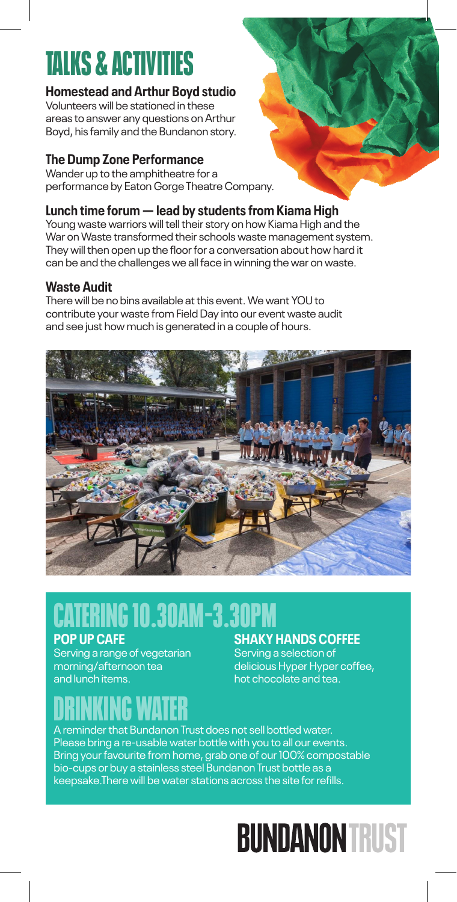# TALKS & ACTIVITIES

### Homestead and Arthur Boyd studio

Volunteers will be stationed in these areas to answer any questions on Arthur Boyd, his family and the Bundanon story.

### The Dump Zone Performance

Wander up to the amphitheatre for a performance by Eaton Gorge Theatre Company.

### Lunch time forum — lead by students from Kiama High

Young waste warriors will tell their story on how Kiama High and the War on Waste transformed their schools waste management system. They will then open up the floor for a conversation about how hard it can be and the challenges we all face in winning the war on waste.

### Waste Audit

There will be no bins available at this event. We want YOU to contribute your waste from Field Day into our event waste audit and see just how much is generated in a couple of hours.

# CATERING 10.30AM-3.30PM

### POP UP CAFE

Serving a range of vegetarian morning/afternoon tea and lunch items.

### SHAKY HANDS COFFEE

Serving a selection of delicious Hyper Hyper coffee, hot chocolate and tea.

# DRINKING WATER

A reminder that Bundanon Trust does not sell bottled water. Please bring a re-usable water bottle with you to all our events. Bring your favourite from home, grab one of our 100% compostable bio-cups or buy a stainless steel Bundanon Trust bottle as a keepsake.There will be water stations across the site for refills.

BUNDANON TRUST